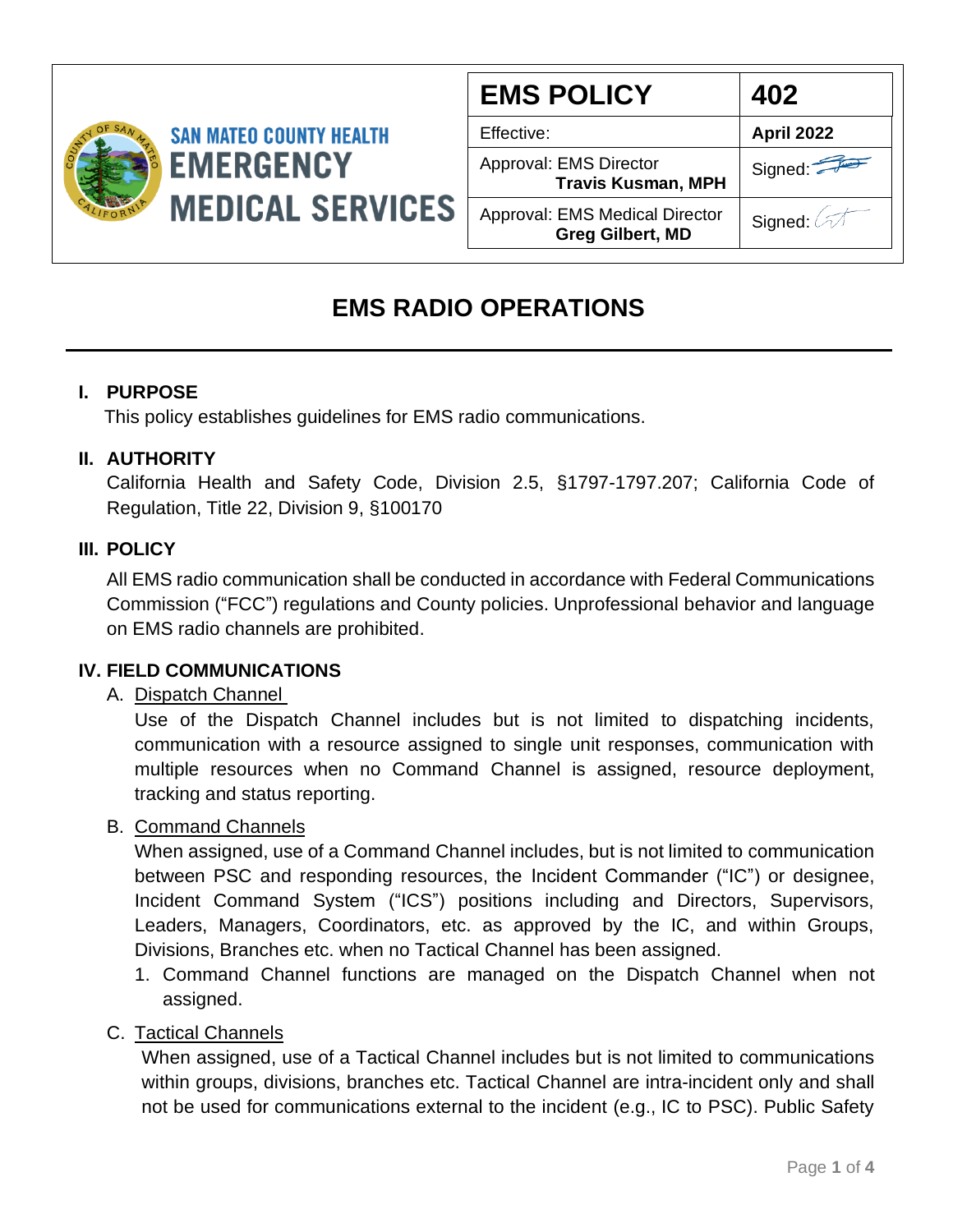SAN MATEO COUNTY HEALTH
**EMERGENCY MEDICAL SERVICES**

| **EMS POLICY** | **402** |
|---|---|
| Effective: | **April 2022** |
| Approval: EMS Director **Travis Kusman, MPH** | Signed: |
| Approval: EMS Medical Director **Greg Gilbert, MD** | Signed: |

# EMS RADIO OPERATIONS

## I. PURPOSE

This policy establishes guidelines for EMS radio communications.

## II. AUTHORITY

California Health and Safety Code, Division 2.5, §1797-1797.207; California Code of Regulation, Title 22, Division 9, §100170

## III. POLICY

All EMS radio communication shall be conducted in accordance with Federal Communications Commission ("FCC") regulations and County policies. Unprofessional behavior and language on EMS radio channels are prohibited.

## IV. FIELD COMMUNICATIONS

A. Dispatch Channel

Use of the Dispatch Channel includes but is not limited to dispatching incidents, communication with a resource assigned to single unit responses, communication with multiple resources when no Command Channel is assigned, resource deployment, tracking and status reporting.

B. Command Channels

When assigned, use of a Command Channel includes, but is not limited to communication between PSC and responding resources, the Incident Commander ("IC") or designee, Incident Command System ("ICS") positions including and Directors, Supervisors, Leaders, Managers, Coordinators, etc. as approved by the IC, and within Groups, Divisions, Branches etc. when no Tactical Channel has been assigned.

1. Command Channel functions are managed on the Dispatch Channel when not assigned.

C. Tactical Channels

When assigned, use of a Tactical Channel includes but is not limited to communications within groups, divisions, branches etc. Tactical Channel are intra-incident only and shall not be used for communications external to the incident (e.g., IC to PSC). Public Safety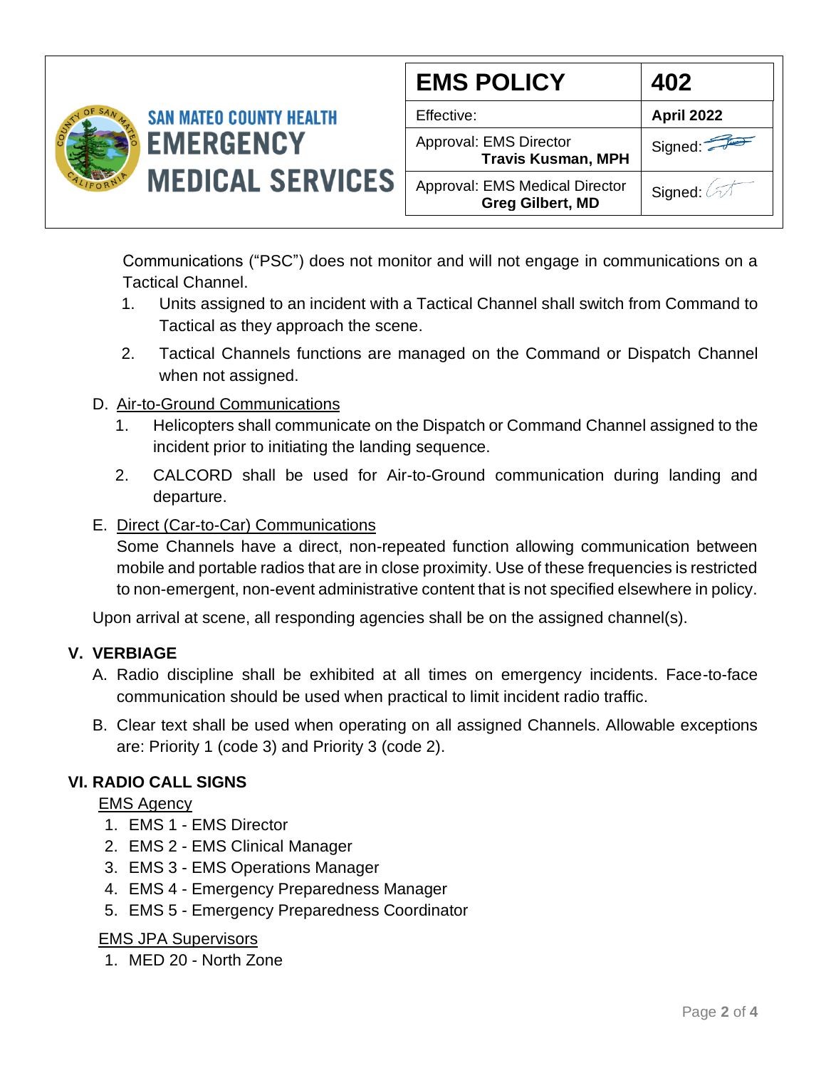Communications ("PSC") does not monitor and will not engage in communications on a Tactical Channel.

1. Units assigned to an incident with a Tactical Channel shall switch from Command to Tactical as they approach the scene.
2. Tactical Channels functions are managed on the Command or Dispatch Channel when not assigned.

D. Air-to-Ground Communications

1. Helicopters shall communicate on the Dispatch or Command Channel assigned to the incident prior to initiating the landing sequence.
2. CALCORD shall be used for Air-to-Ground communication during landing and departure.

E. Direct (Car-to-Car) Communications

Some Channels have a direct, non-repeated function allowing communication between mobile and portable radios that are in close proximity. Use of these frequencies is restricted to non-emergent, non-event administrative content that is not specified elsewhere in policy.

Upon arrival at scene, all responding agencies shall be on the assigned channel(s).

## V. VERBIAGE

A. Radio discipline shall be exhibited at all times on emergency incidents. Face-to-face communication should be used when practical to limit incident radio traffic.

B. Clear text shall be used when operating on all assigned Channels. Allowable exceptions are: Priority 1 (code 3) and Priority 3 (code 2).

## VI. RADIO CALL SIGNS

EMS Agency

1. EMS 1 - EMS Director
2. EMS 2 - EMS Clinical Manager
3. EMS 3 - EMS Operations Manager
4. EMS 4 - Emergency Preparedness Manager
5. EMS 5 - Emergency Preparedness Coordinator

EMS JPA Supervisors

1. MED 20 - North Zone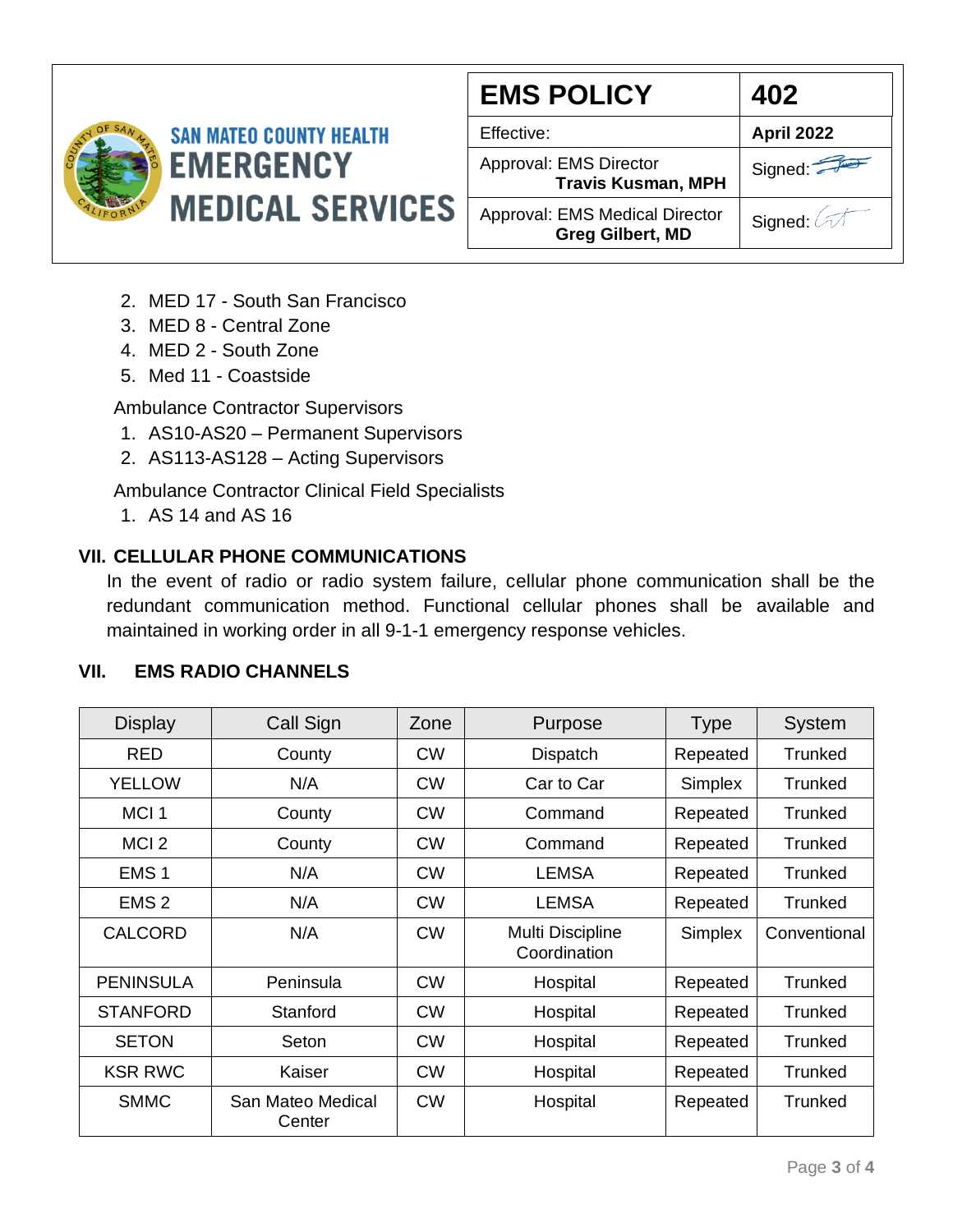2. MED 17 - South San Francisco
3. MED 8 - Central Zone
4. MED 2 - South Zone
5. Med 11 - Coastside

Ambulance Contractor Supervisors

1. AS10-AS20 – Permanent Supervisors
2. AS113-AS128 – Acting Supervisors

Ambulance Contractor Clinical Field Specialists

1. AS 14 and AS 16

## VII. CELLULAR PHONE COMMUNICATIONS

In the event of radio or radio system failure, cellular phone communication shall be the redundant communication method. Functional cellular phones shall be available and maintained in working order in all 9-1-1 emergency response vehicles.

## VII. EMS RADIO CHANNELS

| Display | Call Sign | Zone | Purpose | Type | System |
|---|---|---|---|---|---|
| RED | County | CW | Dispatch | Repeated | Trunked |
| YELLOW | N/A | CW | Car to Car | Simplex | Trunked |
| MCI 1 | County | CW | Command | Repeated | Trunked |
| MCI 2 | County | CW | Command | Repeated | Trunked |
| EMS 1 | N/A | CW | LEMSA | Repeated | Trunked |
| EMS 2 | N/A | CW | LEMSA | Repeated | Trunked |
| CALCORD | N/A | CW | Multi Discipline Coordination | Simplex | Conventional |
| PENINSULA | Peninsula | CW | Hospital | Repeated | Trunked |
| STANFORD | Stanford | CW | Hospital | Repeated | Trunked |
| SETON | Seton | CW | Hospital | Repeated | Trunked |
| KSR RWC | Kaiser | CW | Hospital | Repeated | Trunked |
| SMMC | San Mateo Medical Center | CW | Hospital | Repeated | Trunked |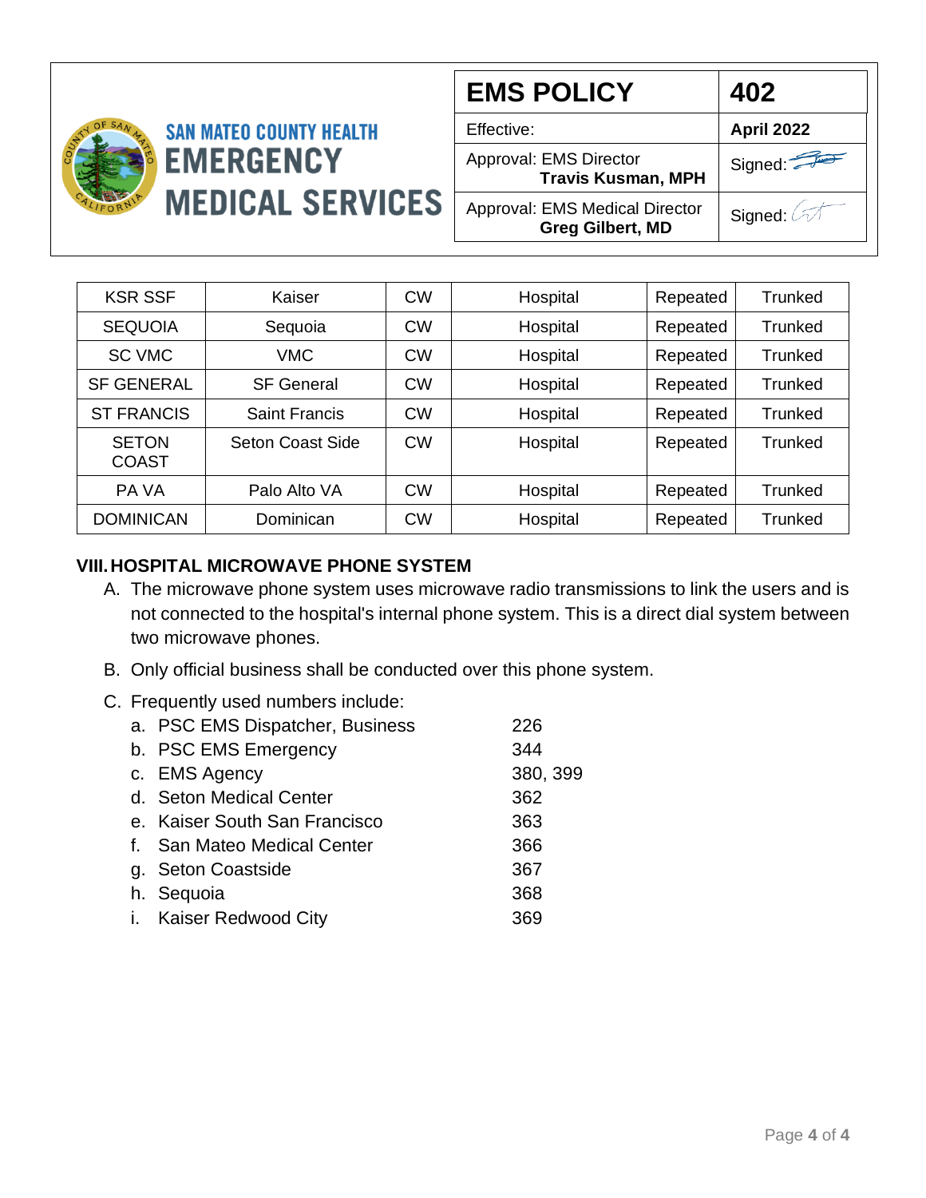| | | | | | |
|---|---|---|---|---|---|
| KSR SSF | Kaiser | CW | Hospital | Repeated | Trunked |
| SEQUOIA | Sequoia | CW | Hospital | Repeated | Trunked |
| SC VMC | VMC | CW | Hospital | Repeated | Trunked |
| SF GENERAL | SF General | CW | Hospital | Repeated | Trunked |
| ST FRANCIS | Saint Francis | CW | Hospital | Repeated | Trunked |
| SETON COAST | Seton Coast Side | CW | Hospital | Repeated | Trunked |
| PA VA | Palo Alto VA | CW | Hospital | Repeated | Trunked |
| DOMINICAN | Dominican | CW | Hospital | Repeated | Trunked |

## VIII. HOSPITAL MICROWAVE PHONE SYSTEM

A. The microwave phone system uses microwave radio transmissions to link the users and is not connected to the hospital's internal phone system. This is a direct dial system between two microwave phones.

B. Only official business shall be conducted over this phone system.

C. Frequently used numbers include:

| | |
|---|---|
| a. PSC EMS Dispatcher, Business | 226 |
| b. PSC EMS Emergency | 344 |
| c. EMS Agency | 380, 399 |
| d. Seton Medical Center | 362 |
| e. Kaiser South San Francisco | 363 |
| f. San Mateo Medical Center | 366 |
| g. Seton Coastside | 367 |
| h. Sequoia | 368 |
| i. Kaiser Redwood City | 369 |